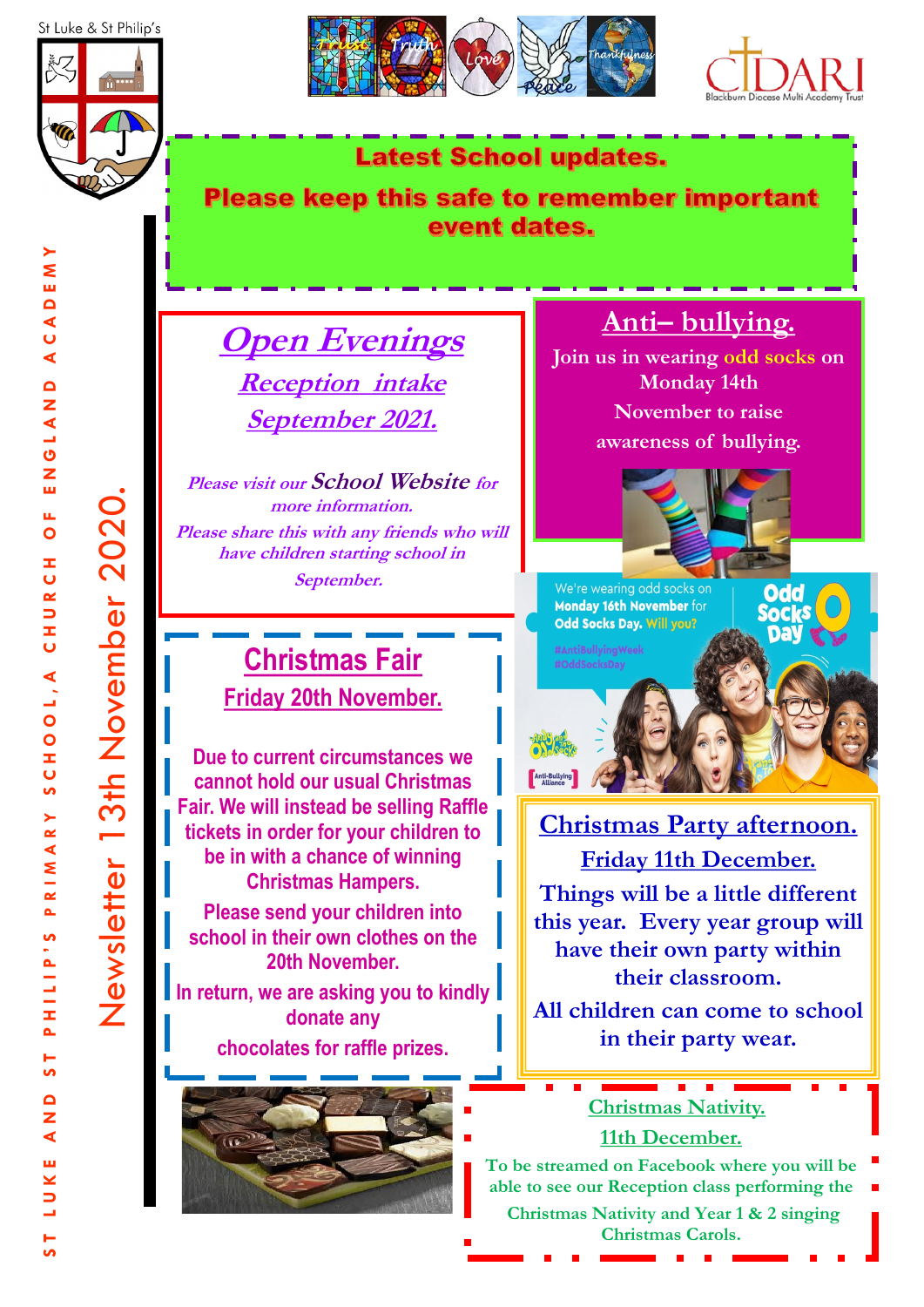St Luke & St Philip's

ST LUKE AND ST PHILIP'S PRIMARY SCHOOL, A CHURCH OF ENGLAND ACADEMY

Newsletter 13th November 2020.

# Latest School updates.

## Please keep this safe to remember important event dates.

## *Open Evenings*

### *Reception intake*

### *September 2021.*

*Please visit our **School Website** for more information.*

*Please share this with any friends who will have children starting school in September.*

## Anti– bullying.

Join us in wearing odd socks on Monday 14th November to raise awareness of bullying.

## Christmas Fair

### Friday 20th November.

Due to current circumstances we cannot hold our usual Christmas Fair. We will instead be selling Raffle tickets in order for your children to be in with a chance of winning Christmas Hampers.

Please send your children into school in their own clothes on the 20th November.

In return, we are asking you to kindly donate any chocolates for raffle prizes.

## Christmas Party afternoon.

### Friday 11th December.

Things will be a little different this year. Every year group will have their own party within their classroom.

All children can come to school in their party wear.

## Christmas Nativity.

### 11th December.

To be streamed on Facebook where you will be able to see our Reception class performing the Christmas Nativity and Year 1 & 2 singing Christmas Carols.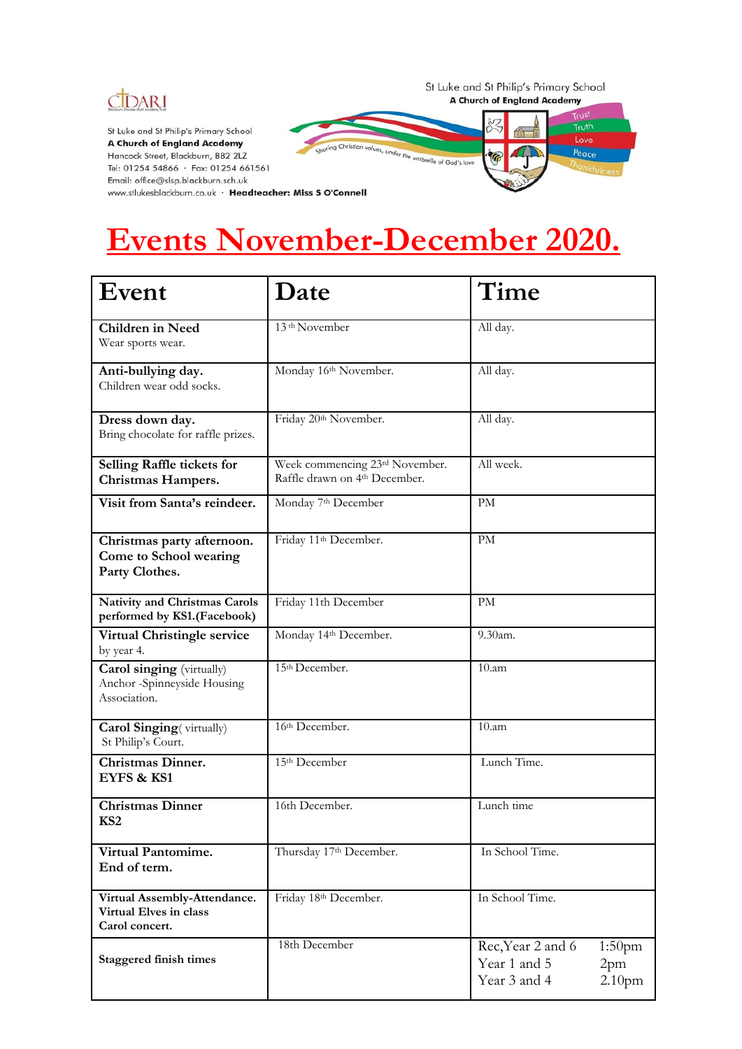St Luke and St Philip's Primary School
**A Church of England Academy**
Hancock Street, Blackburn, BB2 2LZ
Tel: 01254 54866 · Fax: 01254 661561
Email: office@slsp.blackburn.sch.uk
www.stlukesblackburn.co.uk · **Headteacher: Miss S O'Connell**

St Luke and St Philip's Primary School
**A Church of England Academy**

Sharing Christian values, under the umbrella of God's love

Trust
Truth
Love
Peace
Thankfulness

# Events November-December 2020.

| Event | Date | Time |
|---|---|---|
| **Children in Need** Wear sports wear. | 13th November | All day. |
| **Anti-bullying day.** Children wear odd socks. | Monday 16th November. | All day. |
| **Dress down day.** Bring chocolate for raffle prizes. | Friday 20th November. | All day. |
| **Selling Raffle tickets for Christmas Hampers.** | Week commencing 23rd November. Raffle drawn on 4th December. | All week. |
| **Visit from Santa's reindeer.** | Monday 7th December | PM |
| **Christmas party afternoon. Come to School wearing Party Clothes.** | Friday 11th December. | PM |
| **Nativity and Christmas Carols performed by KS1.(Facebook)** | Friday 11th December | PM |
| **Virtual Christingle service** by year 4. | Monday 14th December. | 9.30am. |
| **Carol singing** (virtually) Anchor -Spinneyside Housing Association. | 15th December. | 10.am |
| **Carol Singing**( virtually) St Philip's Court. | 16th December. | 10.am |
| **Christmas Dinner. EYFS & KS1** | 15th December | Lunch Time. |
| **Christmas Dinner KS2** | 16th December. | Lunch time |
| **Virtual Pantomime. End of term.** | Thursday 17th December. | In School Time. |
| **Virtual Assembly-Attendance. Virtual Elves in class Carol concert.** | Friday 18th December. | In School Time. |
| **Staggered finish times** | 18th December | Rec,Year 2 and 6 1:50pm<br>Year 1 and 5 2pm<br>Year 3 and 4 2.10pm |